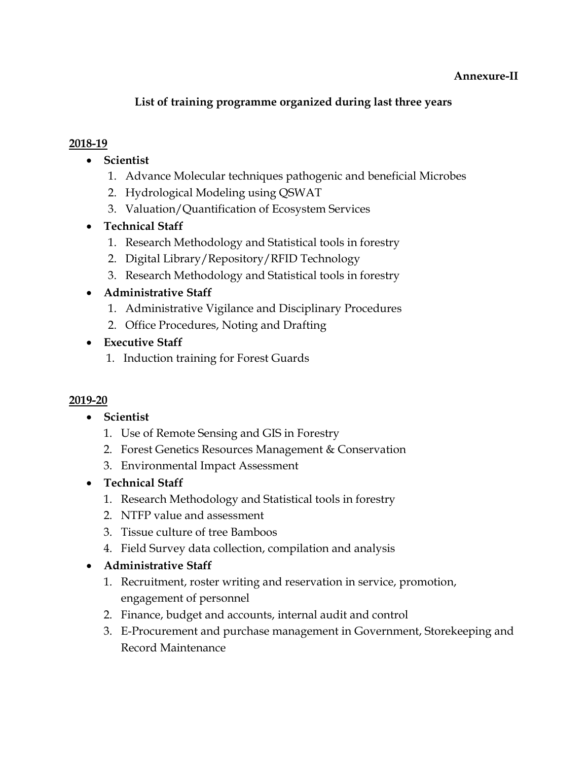**Annexure-II**

## List of training programme organized during last three years

**2018-19**

- **Scientist**
  1. Advance Molecular techniques pathogenic and beneficial Microbes
  2. Hydrological Modeling using QSWAT
  3. Valuation/Quantification of Ecosystem Services
- **Technical Staff**
  1. Research Methodology and Statistical tools in forestry
  2. Digital Library/Repository/RFID Technology
  3. Research Methodology and Statistical tools in forestry
- **Administrative Staff**
  1. Administrative Vigilance and Disciplinary Procedures
  2. Office Procedures, Noting and Drafting
- **Executive Staff**
  1. Induction training for Forest Guards

**2019-20**

- **Scientist**
  1. Use of Remote Sensing and GIS in Forestry
  2. Forest Genetics Resources Management & Conservation
  3. Environmental Impact Assessment
- **Technical Staff**
  1. Research Methodology and Statistical tools in forestry
  2. NTFP value and assessment
  3. Tissue culture of tree Bamboos
  4. Field Survey data collection, compilation and analysis
- **Administrative Staff**
  1. Recruitment, roster writing and reservation in service, promotion, engagement of personnel
  2. Finance, budget and accounts, internal audit and control
  3. E-Procurement and purchase management in Government, Storekeeping and Record Maintenance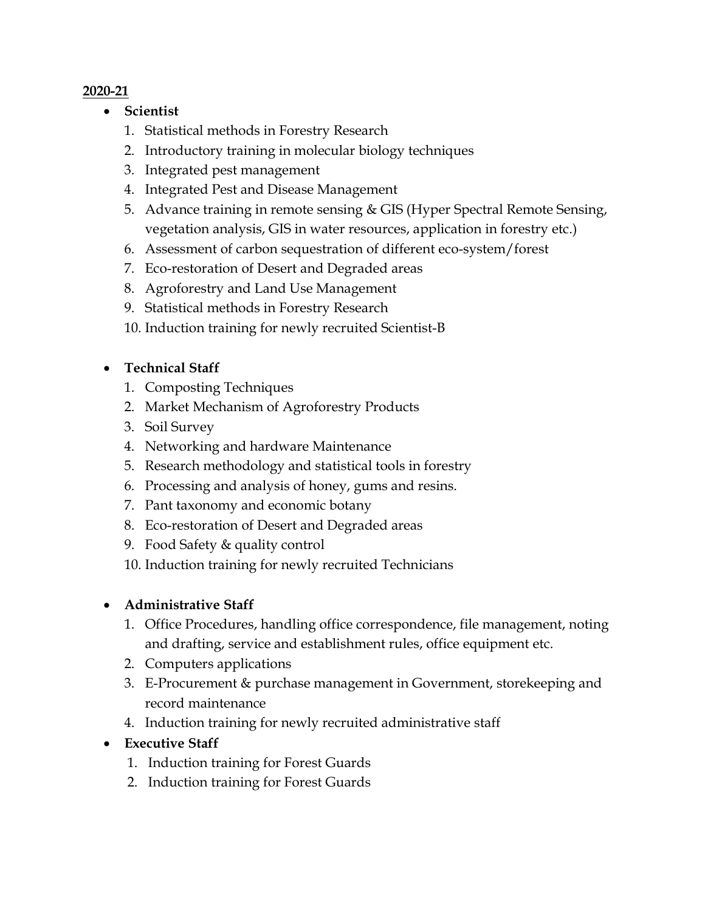**2020-21**

- **Scientist**
    1. Statistical methods in Forestry Research
    2. Introductory training in molecular biology techniques
    3. Integrated pest management
    4. Integrated Pest and Disease Management
    5. Advance training in remote sensing & GIS (Hyper Spectral Remote Sensing, vegetation analysis, GIS in water resources, application in forestry etc.)
    6. Assessment of carbon sequestration of different eco-system/forest
    7. Eco-restoration of Desert and Degraded areas
    8. Agroforestry and Land Use Management
    9. Statistical methods in Forestry Research
    10. Induction training for newly recruited Scientist-B

- **Technical Staff**
    1. Composting Techniques
    2. Market Mechanism of Agroforestry Products
    3. Soil Survey
    4. Networking and hardware Maintenance
    5. Research methodology and statistical tools in forestry
    6. Processing and analysis of honey, gums and resins.
    7. Pant taxonomy and economic botany
    8. Eco-restoration of Desert and Degraded areas
    9. Food Safety & quality control
    10. Induction training for newly recruited Technicians

- **Administrative Staff**
    1. Office Procedures, handling office correspondence, file management, noting and drafting, service and establishment rules, office equipment etc.
    2. Computers applications
    3. E-Procurement & purchase management in Government, storekeeping and record maintenance
    4. Induction training for newly recruited administrative staff

- **Executive Staff**
    1. Induction training for Forest Guards
    2. Induction training for Forest Guards